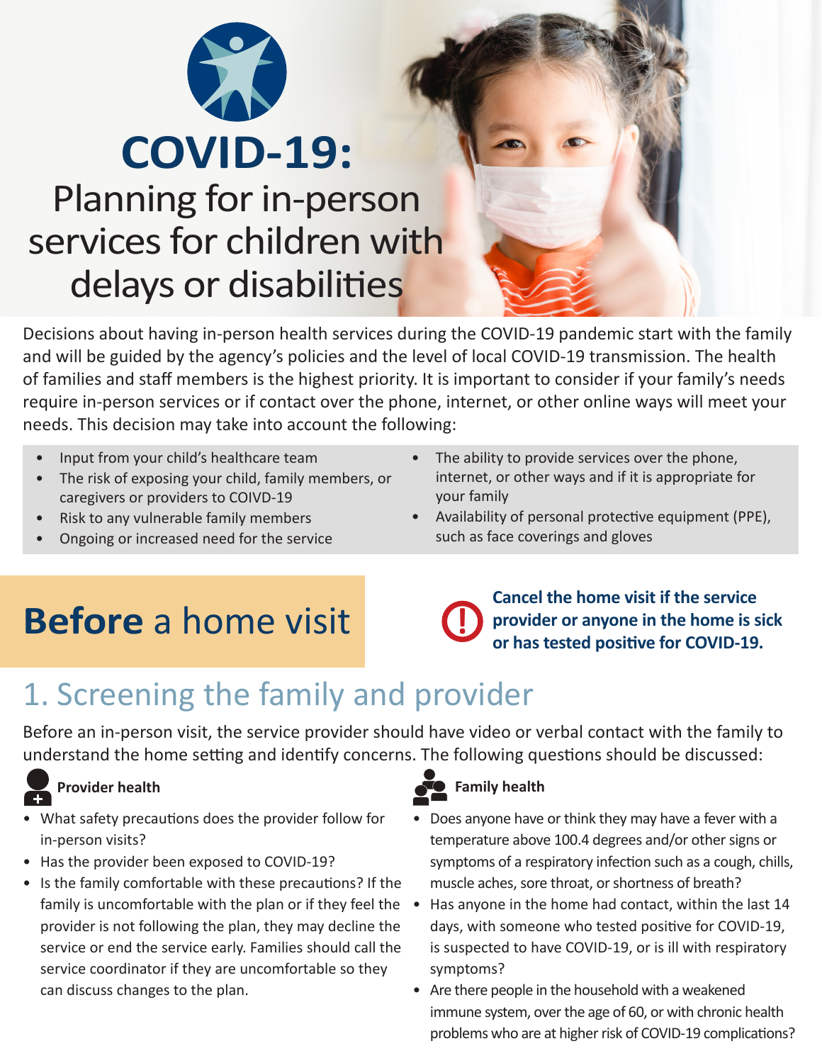# COVID-19:

## Planning for in-person services for children with delays or disabilities

Decisions about having in-person health services during the COVID-19 pandemic start with the family and will be guided by the agency's policies and the level of local COVID-19 transmission. The health of families and staff members is the highest priority. It is important to consider if your family's needs require in-person services or if contact over the phone, internet, or other online ways will meet your needs. This decision may take into account the following:

- Input from your child's healthcare team
- The risk of exposing your child, family members, or caregivers or providers to COIVD-19
- Risk to any vulnerable family members
- Ongoing or increased need for the service
- The ability to provide services over the phone, internet, or other ways and if it is appropriate for your family
- Availability of personal protective equipment (PPE), such as face coverings and gloves

## **Before** a home visit

**Cancel the home visit if the service provider or anyone in the home is sick or has tested positive for COVID-19.**

### 1. Screening the family and provider

Before an in-person visit, the service provider should have video or verbal contact with the family to understand the home setting and identify concerns. The following questions should be discussed:

**Provider health**

- What safety precautions does the provider follow for in-person visits?
- Has the provider been exposed to COVID-19?
- Is the family comfortable with these precautions? If the family is uncomfortable with the plan or if they feel the provider is not following the plan, they may decline the service or end the service early. Families should call the service coordinator if they are uncomfortable so they can discuss changes to the plan.

**Family health**

- Does anyone have or think they may have a fever with a temperature above 100.4 degrees and/or other signs or symptoms of a respiratory infection such as a cough, chills, muscle aches, sore throat, or shortness of breath?
- Has anyone in the home had contact, within the last 14 days, with someone who tested positive for COVID-19, is suspected to have COVID-19, or is ill with respiratory symptoms?
- Are there people in the household with a weakened immune system, over the age of 60, or with chronic health problems who are at higher risk of COVID-19 complications?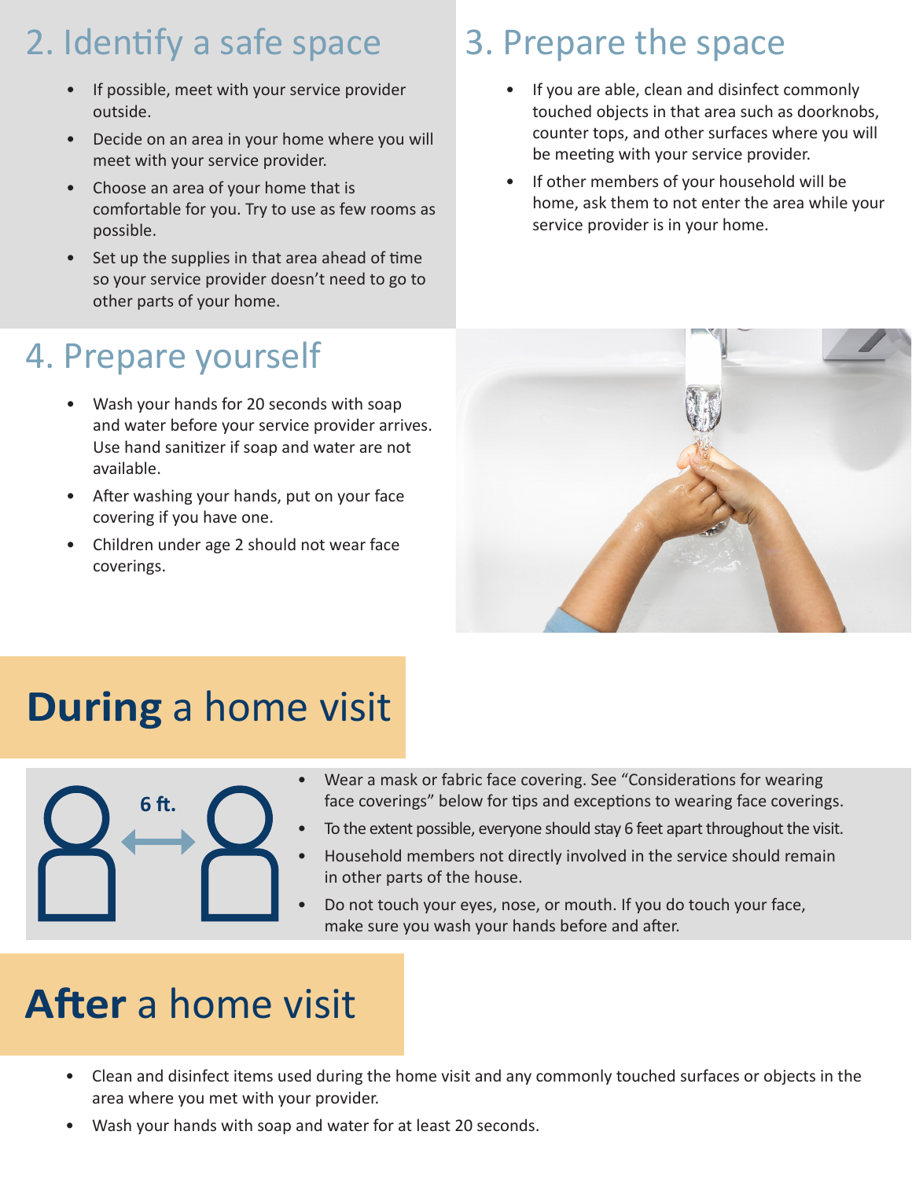## 2. Identify a safe space

- If possible, meet with your service provider outside.
- Decide on an area in your home where you will meet with your service provider.
- Choose an area of your home that is comfortable for you. Try to use as few rooms as possible.
- Set up the supplies in that area ahead of time so your service provider doesn't need to go to other parts of your home.

## 3. Prepare the space

- If you are able, clean and disinfect commonly touched objects in that area such as doorknobs, counter tops, and other surfaces where you will be meeting with your service provider.
- If other members of your household will be home, ask them to not enter the area while your service provider is in your home.

## 4. Prepare yourself

- Wash your hands for 20 seconds with soap and water before your service provider arrives. Use hand sanitizer if soap and water are not available.
- After washing your hands, put on your face covering if you have one.
- Children under age 2 should not wear face coverings.

# **During** a home visit

6 ft.

- Wear a mask or fabric face covering. See "Considerations for wearing face coverings" below for tips and exceptions to wearing face coverings.
- To the extent possible, everyone should stay 6 feet apart throughout the visit.
- Household members not directly involved in the service should remain in other parts of the house.
- Do not touch your eyes, nose, or mouth. If you do touch your face, make sure you wash your hands before and after.

# **After** a home visit

- Clean and disinfect items used during the home visit and any commonly touched surfaces or objects in the area where you met with your provider.
- Wash your hands with soap and water for at least 20 seconds.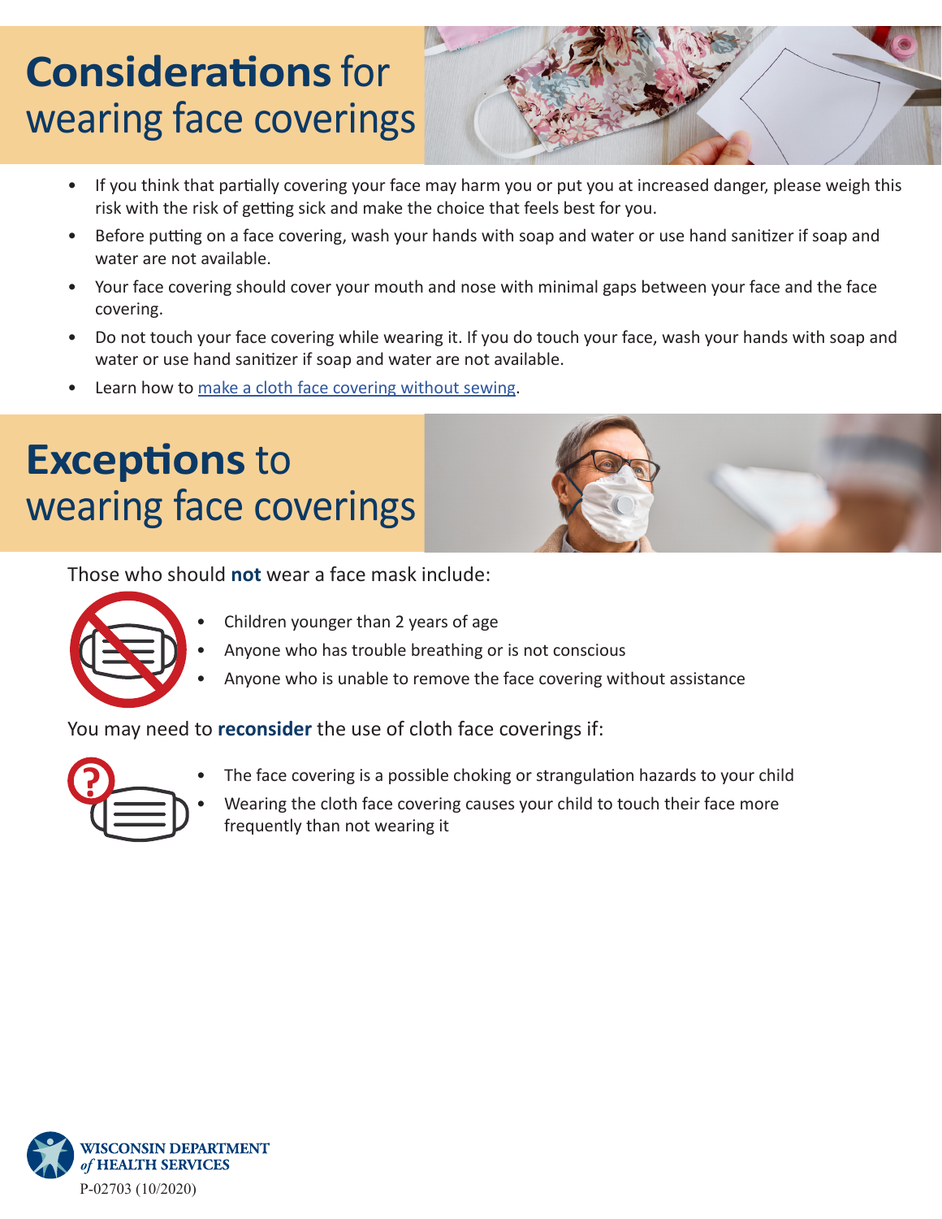# **Considerations** for wearing face coverings

- If you think that partially covering your face may harm you or put you at increased danger, please weigh this risk with the risk of getting sick and make the choice that feels best for you.
- Before putting on a face covering, wash your hands with soap and water or use hand sanitizer if soap and water are not available.
- Your face covering should cover your mouth and nose with minimal gaps between your face and the face covering.
- Do not touch your face covering while wearing it. If you do touch your face, wash your hands with soap and water or use hand sanitizer if soap and water are not available.
- Learn how to make a cloth face covering without sewing.

# **Exceptions** to wearing face coverings

Those who should **not** wear a face mask include:

- Children younger than 2 years of age
- Anyone who has trouble breathing or is not conscious
- Anyone who is unable to remove the face covering without assistance

You may need to **reconsider** the use of cloth face coverings if:

- The face covering is a possible choking or strangulation hazards to your child
- Wearing the cloth face covering causes your child to touch their face more frequently than not wearing it

WISCONSIN DEPARTMENT *of* HEALTH SERVICES
P-02703 (10/2020)